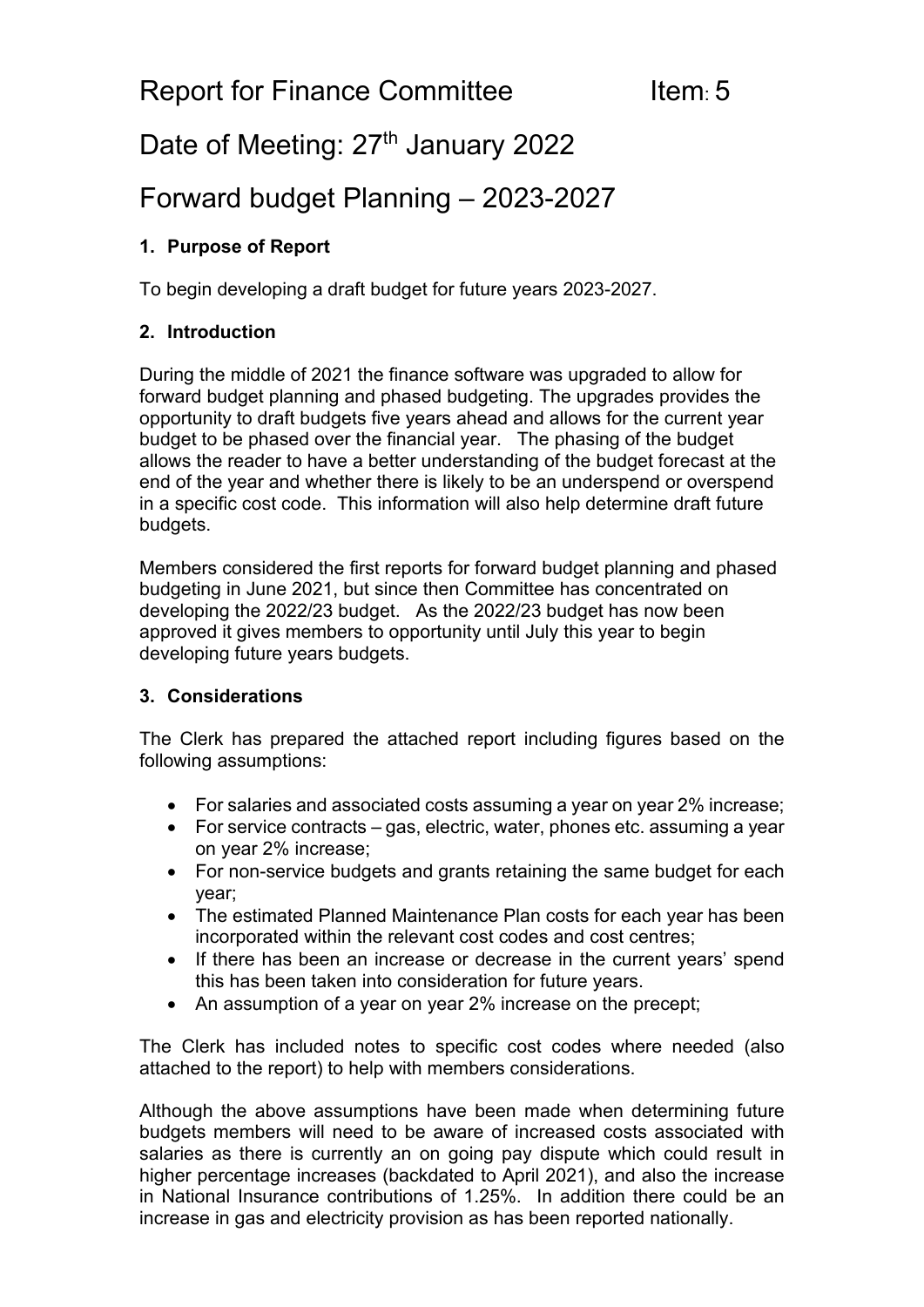# Report for Finance Committee Item: 5

# Date of Meeting: 27th January 2022

# Forward budget Planning – 2023-2027

## 1. Purpose of Report

To begin developing a draft budget for future years 2023-2027.

## 2. Introduction

During the middle of 2021 the finance software was upgraded to allow for forward budget planning and phased budgeting. The upgrades provides the opportunity to draft budgets five years ahead and allows for the current year budget to be phased over the financial year. The phasing of the budget allows the reader to have a better understanding of the budget forecast at the end of the year and whether there is likely to be an underspend or overspend in a specific cost code. This information will also help determine draft future budgets.

Members considered the first reports for forward budget planning and phased budgeting in June 2021, but since then Committee has concentrated on developing the 2022/23 budget. As the 2022/23 budget has now been approved it gives members to opportunity until July this year to begin developing future years budgets.

## 3. Considerations

The Clerk has prepared the attached report including figures based on the following assumptions:

- For salaries and associated costs assuming a year on year 2% increase;
- For service contracts – gas, electric, water, phones etc. assuming a year on year 2% increase;
- For non-service budgets and grants retaining the same budget for each year;
- The estimated Planned Maintenance Plan costs for each year has been incorporated within the relevant cost codes and cost centres;
- If there has been an increase or decrease in the current years' spend this has been taken into consideration for future years.
- An assumption of a year on year 2% increase on the precept;

The Clerk has included notes to specific cost codes where needed (also attached to the report) to help with members considerations.

Although the above assumptions have been made when determining future budgets members will need to be aware of increased costs associated with salaries as there is currently an on going pay dispute which could result in higher percentage increases (backdated to April 2021), and also the increase in National Insurance contributions of 1.25%. In addition there could be an increase in gas and electricity provision as has been reported nationally.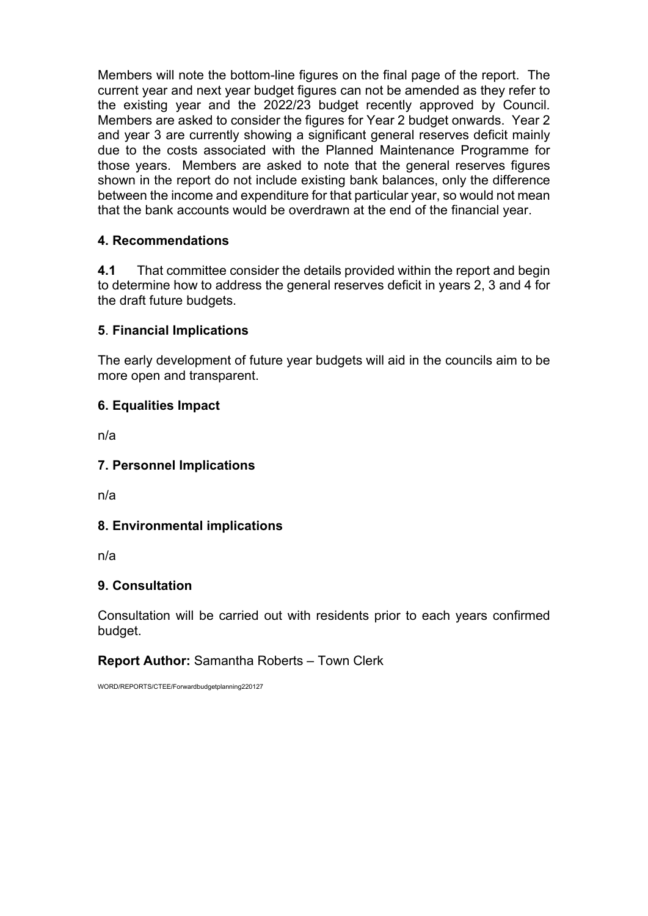Members will note the bottom-line figures on the final page of the report. The current year and next year budget figures can not be amended as they refer to the existing year and the 2022/23 budget recently approved by Council. Members are asked to consider the figures for Year 2 budget onwards. Year 2 and year 3 are currently showing a significant general reserves deficit mainly due to the costs associated with the Planned Maintenance Programme for those years. Members are asked to note that the general reserves figures shown in the report do not include existing bank balances, only the difference between the income and expenditure for that particular year, so would not mean that the bank accounts would be overdrawn at the end of the financial year.

## 4. Recommendations

**4.1** That committee consider the details provided within the report and begin to determine how to address the general reserves deficit in years 2, 3 and 4 for the draft future budgets.

## 5. Financial Implications

The early development of future year budgets will aid in the councils aim to be more open and transparent.

## 6. Equalities Impact

n/a

## 7. Personnel Implications

n/a

## 8. Environmental implications

n/a

## 9. Consultation

Consultation will be carried out with residents prior to each years confirmed budget.

**Report Author:** Samantha Roberts – Town Clerk

WORD/REPORTS/CTEE/Forwardbudgetplanning220127